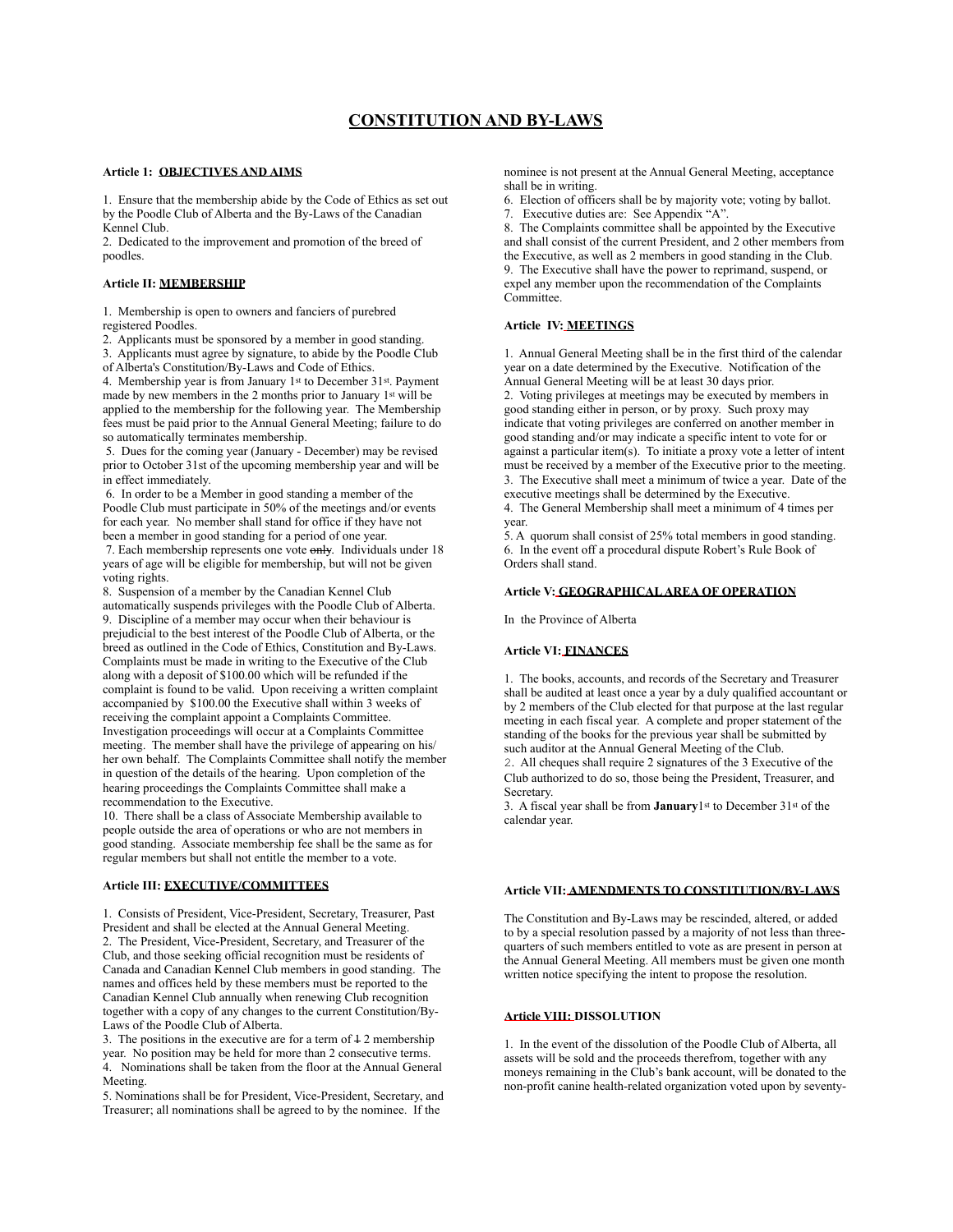# CONSTITUTION AND BY-LAWS

**Article 1: OBJECTIVES AND AIMS**

1. Ensure that the membership abide by the Code of Ethics as set out by the Poodle Club of Alberta and the By-Laws of the Canadian Kennel Club.
2. Dedicated to the improvement and promotion of the breed of poodles.

**Article II: MEMBERSHIP**

1. Membership is open to owners and fanciers of purebred registered Poodles.
2. Applicants must be sponsored by a member in good standing.
3. Applicants must agree by signature, to abide by the Poodle Club of Alberta's Constitution/By-Laws and Code of Ethics.
4. Membership year is from January 1st to December 31st. Payment made by new members in the 2 months prior to January 1st will be applied to the membership for the following year. The Membership fees must be paid prior to the Annual General Meeting; failure to do so automatically terminates membership.
5. Dues for the coming year (January - December) may be revised prior to October 31st of the upcoming membership year and will be in effect immediately.
6. In order to be a Member in good standing a member of the Poodle Club must participate in 50% of the meetings and/or events for each year. No member shall stand for office if they have not been a member in good standing for a period of one year.
7. Each membership represents one vote ~~only~~. Individuals under 18 years of age will be eligible for membership, but will not be given voting rights.
8. Suspension of a member by the Canadian Kennel Club automatically suspends privileges with the Poodle Club of Alberta.
9. Discipline of a member may occur when their behaviour is prejudicial to the best interest of the Poodle Club of Alberta, or the breed as outlined in the Code of Ethics, Constitution and By-Laws. Complaints must be made in writing to the Executive of the Club along with a deposit of $100.00 which will be refunded if the complaint is found to be valid. Upon receiving a written complaint accompanied by $100.00 the Executive shall within 3 weeks of receiving the complaint appoint a Complaints Committee. Investigation proceedings will occur at a Complaints Committee meeting. The member shall have the privilege of appearing on his/her own behalf. The Complaints Committee shall notify the member in question of the details of the hearing. Upon completion of the hearing proceedings the Complaints Committee shall make a recommendation to the Executive.
10. There shall be a class of Associate Membership available to people outside the area of operations or who are not members in good standing. Associate membership fee shall be the same as for regular members but shall not entitle the member to a vote.

**Article III: EXECUTIVE/COMMITTEES**

1. Consists of President, Vice-President, Secretary, Treasurer, Past President and shall be elected at the Annual General Meeting.
2. The President, Vice-President, Secretary, and Treasurer of the Club, and those seeking official recognition must be residents of Canada and Canadian Kennel Club members in good standing. The names and offices held by these members must be reported to the Canadian Kennel Club annually when renewing Club recognition together with a copy of any changes to the current Constitution/By-Laws of the Poodle Club of Alberta.
3. The positions in the executive are for a term of ~~1~~ 2 membership year. No position may be held for more than 2 consecutive terms.
4. Nominations shall be taken from the floor at the Annual General Meeting.
5. Nominations shall be for President, Vice-President, Secretary, and Treasurer; all nominations shall be agreed to by the nominee. If the nominee is not present at the Annual General Meeting, acceptance shall be in writing.
6. Election of officers shall be by majority vote; voting by ballot.
7. Executive duties are: See Appendix "A".
8. The Complaints committee shall be appointed by the Executive and shall consist of the current President, and 2 other members from the Executive, as well as 2 members in good standing in the Club.
9. The Executive shall have the power to reprimand, suspend, or expel any member upon the recommendation of the Complaints Committee.

**Article IV: MEETINGS**

1. Annual General Meeting shall be in the first third of the calendar year on a date determined by the Executive. Notification of the Annual General Meeting will be at least 30 days prior.
2. Voting privileges at meetings may be executed by members in good standing either in person, or by proxy. Such proxy may indicate that voting privileges are conferred on another member in good standing and/or may indicate a specific intent to vote for or against a particular item(s). To initiate a proxy vote a letter of intent must be received by a member of the Executive prior to the meeting.
3. The Executive shall meet a minimum of twice a year. Date of the executive meetings shall be determined by the Executive.
4. The General Membership shall meet a minimum of 4 times per year.
5. A quorum shall consist of 25% total members in good standing.
6. In the event off a procedural dispute Robert's Rule Book of Orders shall stand.

**Article V: GEOGRAPHICAL AREA OF OPERATION**

In the Province of Alberta

**Article VI: FINANCES**

1. The books, accounts, and records of the Secretary and Treasurer shall be audited at least once a year by a duly qualified accountant or by 2 members of the Club elected for that purpose at the last regular meeting in each fiscal year. A complete and proper statement of the standing of the books for the previous year shall be submitted by such auditor at the Annual General Meeting of the Club.
2. All cheques shall require 2 signatures of the 3 Executive of the Club authorized to do so, those being the President, Treasurer, and Secretary.
3. A fiscal year shall be from **January** 1st to December 31st of the calendar year.

**Article VII: AMENDMENTS TO CONSTITUTION/BY-LAWS**

The Constitution and By-Laws may be rescinded, altered, or added to by a special resolution passed by a majority of not less than three-quarters of such members entitled to vote as are present in person at the Annual General Meeting. All members must be given one month written notice specifying the intent to propose the resolution.

**Article VIII: DISSOLUTION**

1. In the event of the dissolution of the Poodle Club of Alberta, all assets will be sold and the proceeds therefrom, together with any moneys remaining in the Club's bank account, will be donated to the non-profit canine health-related organization voted upon by seventy-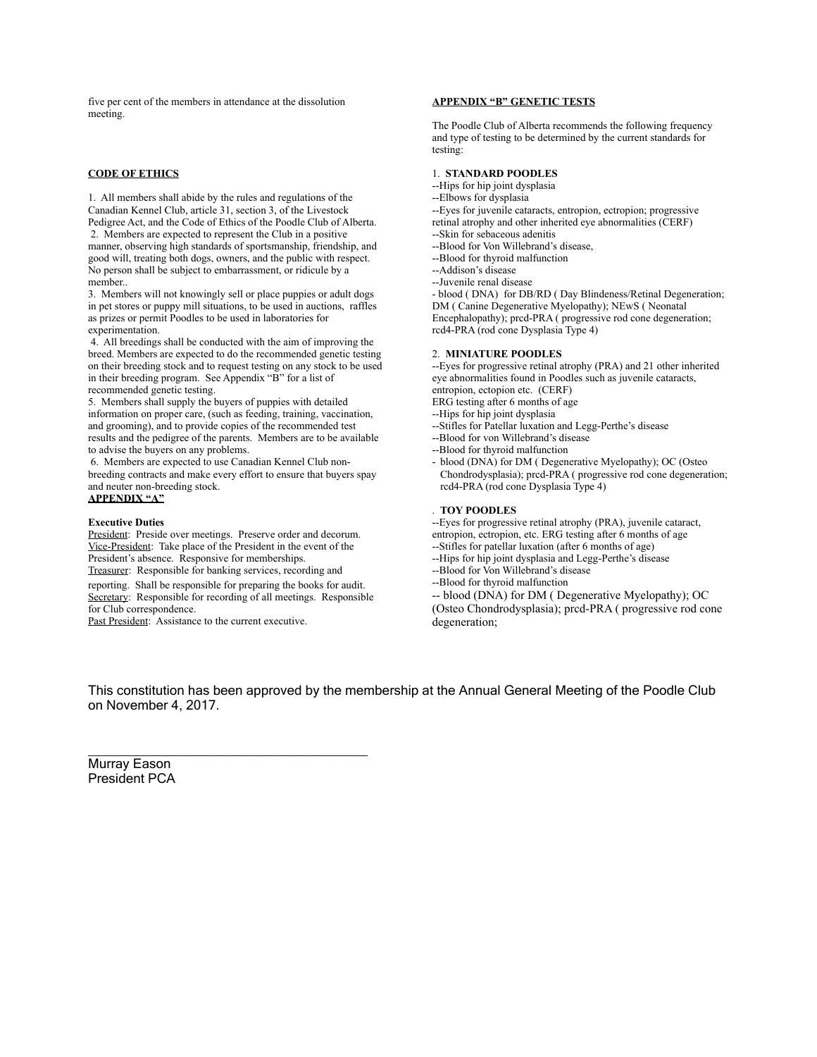five per cent of the members in attendance at the dissolution meeting.

## CODE OF ETHICS

1. All members shall abide by the rules and regulations of the Canadian Kennel Club, article 31, section 3, of the Livestock Pedigree Act, and the Code of Ethics of the Poodle Club of Alberta.
2. Members are expected to represent the Club in a positive manner, observing high standards of sportsmanship, friendship, and good will, treating both dogs, owners, and the public with respect. No person shall be subject to embarrassment, or ridicule by a member..
3. Members will not knowingly sell or place puppies or adult dogs in pet stores or puppy mill situations, to be used in auctions, raffles as prizes or permit Poodles to be used in laboratories for experimentation.
4. All breedings shall be conducted with the aim of improving the breed. Members are expected to do the recommended genetic testing on their breeding stock and to request testing on any stock to be used in their breeding program. See Appendix "B" for a list of recommended genetic testing.
5. Members shall supply the buyers of puppies with detailed information on proper care, (such as feeding, training, vaccination, and grooming), and to provide copies of the recommended test results and the pedigree of the parents. Members are to be available to advise the buyers on any problems.
6. Members are expected to use Canadian Kennel Club non-breeding contracts and make every effort to ensure that buyers spay and neuter non-breeding stock.

## APPENDIX "A"

**Executive Duties**

President: Preside over meetings. Preserve order and decorum.
Vice-President: Take place of the President in the event of the President's absence. Responsive for memberships.
Treasurer: Responsible for banking services, recording and reporting. Shall be responsible for preparing the books for audit.
Secretary: Responsible for recording of all meetings. Responsible for Club correspondence.
Past President: Assistance to the current executive.

## APPENDIX "B" GENETIC TESTS

The Poodle Club of Alberta recommends the following frequency and type of testing to be determined by the current standards for testing:

1. **STANDARD POODLES**

--Hips for hip joint dysplasia
--Elbows for dysplasia
--Eyes for juvenile cataracts, entropion, ectropion; progressive retinal atrophy and other inherited eye abnormalities (CERF)
--Skin for sebaceous adenitis
--Blood for Von Willebrand's disease,
--Blood for thyroid malfunction
--Addison's disease
--Juvenile renal disease
- blood ( DNA) for DB/RD ( Day Blindeness/Retinal Degeneration; DM ( Canine Degenerative Myelopathy); NEwS ( Neonatal Encephalopathy); prcd-PRA ( progressive rod cone degeneration; rcd4-PRA (rod cone Dysplasia Type 4)

2. **MINIATURE POODLES**

--Eyes for progressive retinal atrophy (PRA) and 21 other inherited eye abnormalities found in Poodles such as juvenile cataracts, entropion, ectopion etc. (CERF)
ERG testing after 6 months of age
--Hips for hip joint dysplasia
--Stifles for Patellar luxation and Legg-Perthe's disease
--Blood for von Willebrand's disease
--Blood for thyroid malfunction
- blood (DNA) for DM ( Degenerative Myelopathy); OC (Osteo Chondrodysplasia); prcd-PRA ( progressive rod cone degeneration; rcd4-PRA (rod cone Dysplasia Type 4)

. **TOY POODLES**

--Eyes for progressive retinal atrophy (PRA), juvenile cataract, entropion, ectropion, etc. ERG testing after 6 months of age
--Stifles for patellar luxation (after 6 months of age)
--Hips for hip joint dysplasia and Legg-Perthe's disease
--Blood for Von Willebrand's disease
--Blood for thyroid malfunction
-- blood (DNA) for DM ( Degenerative Myelopathy); OC (Osteo Chondrodysplasia); prcd-PRA ( progressive rod cone degeneration;

This constitution has been approved by the membership at the Annual General Meeting of the Poodle Club on November 4, 2017.

\_\_\_\_\_\_\_\_\_\_\_\_\_\_\_\_\_\_\_\_\_\_\_\_\_\_\_\_\_\_\_\_\_\_\_\_\_\_\_\_

Murray Eason
President PCA